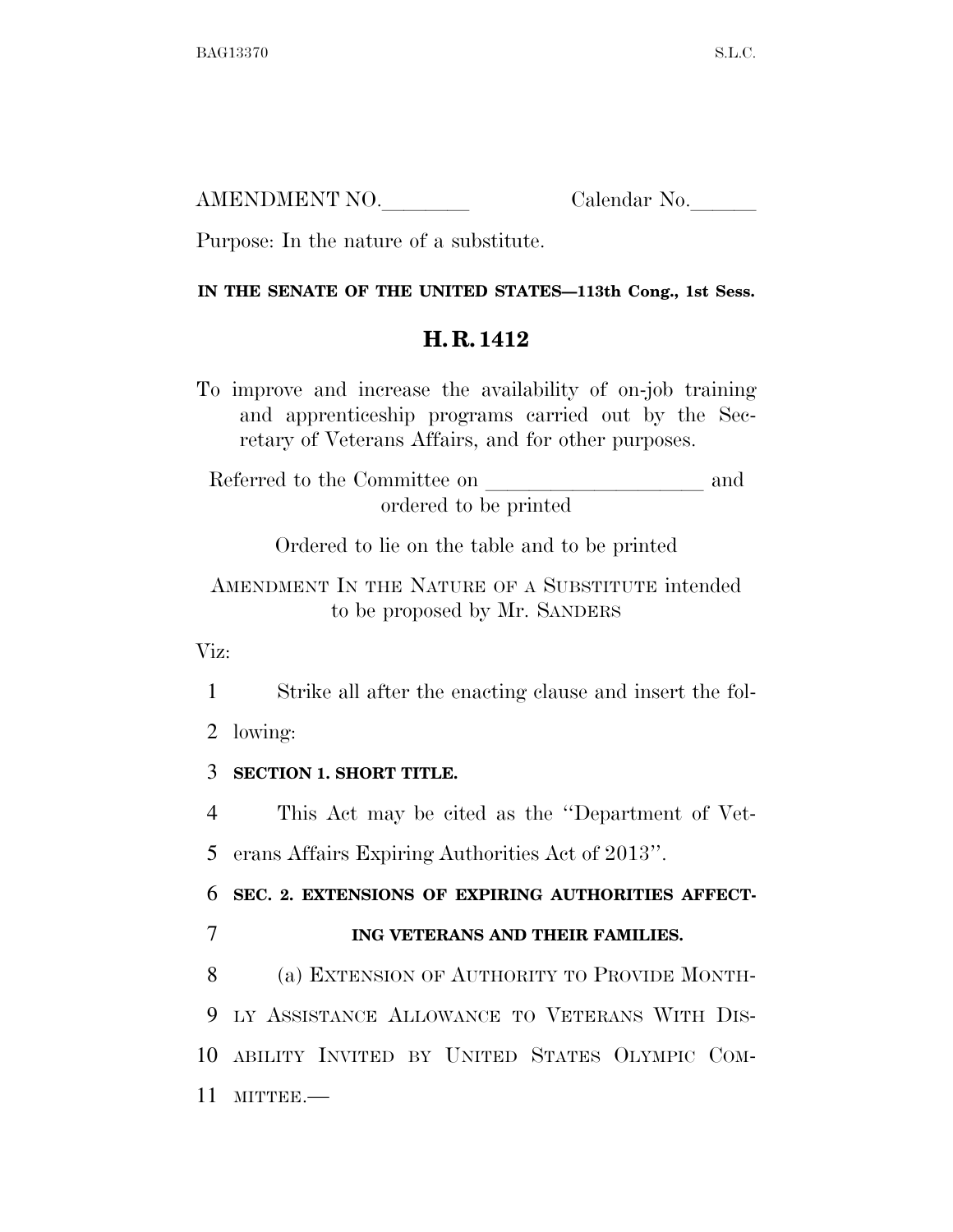AMENDMENT NO.\_\_\_\_\_\_\_\_ Calendar No.\_\_\_\_\_\_

Purpose: In the nature of a substitute.

**IN THE SENATE OF THE UNITED STATES—113th Cong., 1st Sess.**

# H. R. 1412

To improve and increase the availability of on-job training and apprenticeship programs carried out by the Secretary of Veterans Affairs, and for other purposes.

Referred to the Committee on \_\_\_\_\_\_\_\_\_\_\_\_\_\_\_\_\_\_\_\_ and ordered to be printed

Ordered to lie on the table and to be printed

AMENDMENT IN THE NATURE OF A SUBSTITUTE intended to be proposed by Mr. SANDERS

Viz:

1 Strike all after the enacting clause and insert the fol-
2 lowing:

3 **SECTION 1. SHORT TITLE.**

4 This Act may be cited as the "Department of Vet-
5 erans Affairs Expiring Authorities Act of 2013".

6 **SEC. 2. EXTENSIONS OF EXPIRING AUTHORITIES AFFECT-**
7 **ING VETERANS AND THEIR FAMILIES.**

8 (a) EXTENSION OF AUTHORITY TO PROVIDE MONTH-
9 LY ASSISTANCE ALLOWANCE TO VETERANS WITH DIS-
10 ABILITY INVITED BY UNITED STATES OLYMPIC COM-
11 MITTEE.—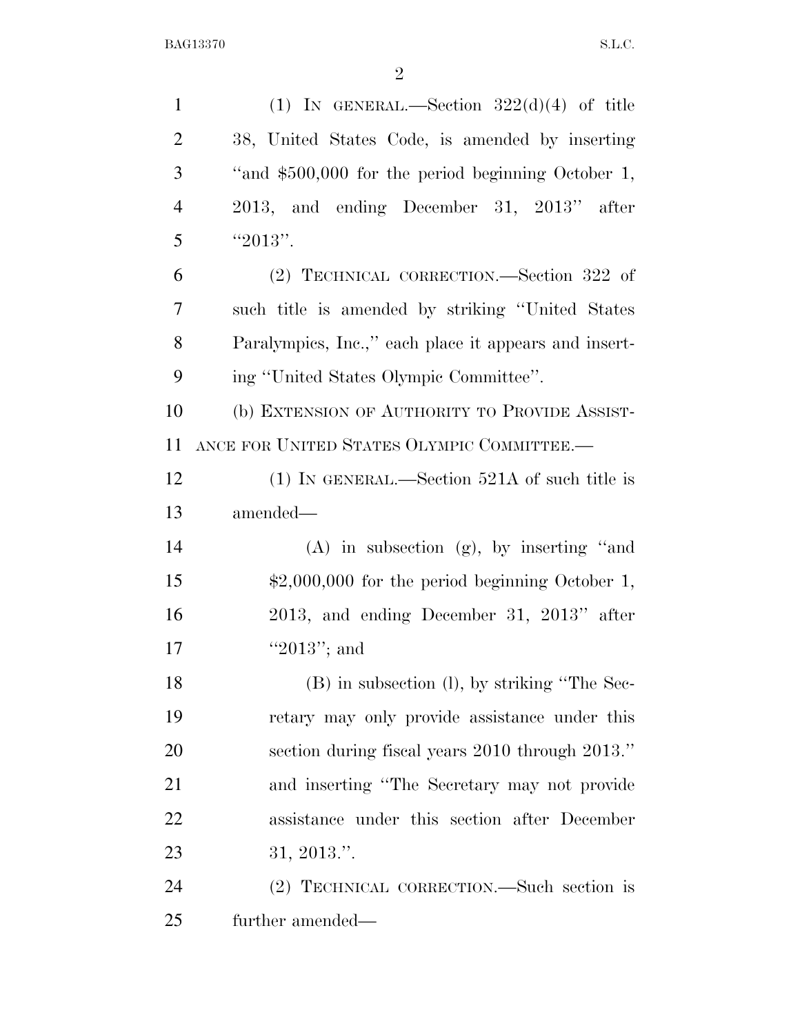(1) IN GENERAL.—Section 322(d)(4) of title 38, United States Code, is amended by inserting "and $500,000 for the period beginning October 1, 2013, and ending December 31, 2013" after "2013".

(2) TECHNICAL CORRECTION.—Section 322 of such title is amended by striking "United States Paralympics, Inc.," each place it appears and inserting "United States Olympic Committee".

(b) EXTENSION OF AUTHORITY TO PROVIDE ASSISTANCE FOR UNITED STATES OLYMPIC COMMITTEE.—

(1) IN GENERAL.—Section 521A of such title is amended—

(A) in subsection (g), by inserting "and $2,000,000 for the period beginning October 1, 2013, and ending December 31, 2013" after "2013"; and

(B) in subsection (l), by striking "The Secretary may only provide assistance under this section during fiscal years 2010 through 2013." and inserting "The Secretary may not provide assistance under this section after December 31, 2013.".

(2) TECHNICAL CORRECTION.—Such section is further amended—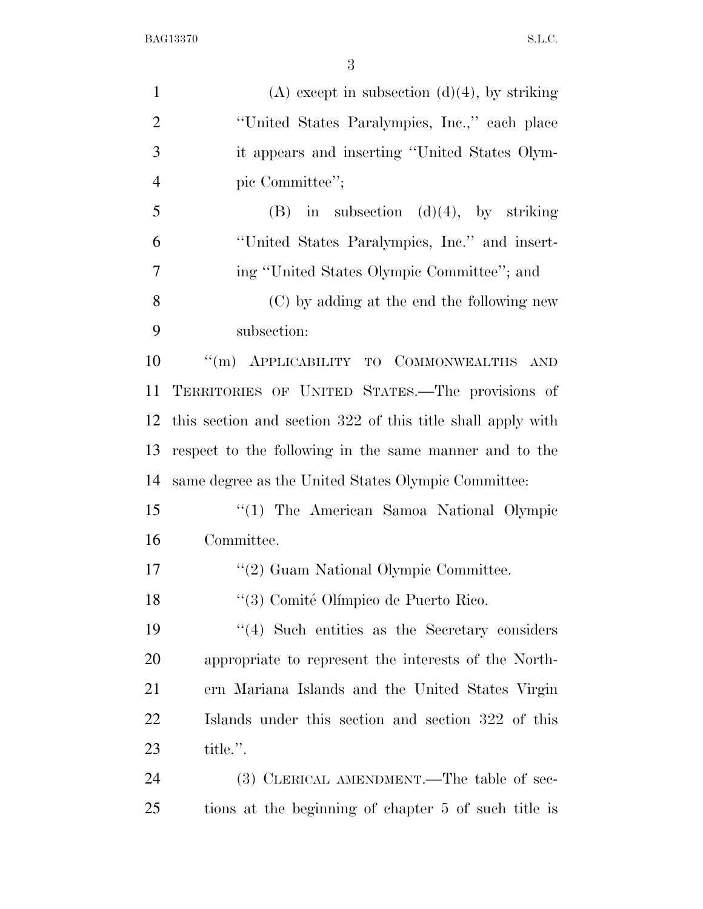(A) except in subsection (d)(4), by striking "United States Paralympics, Inc.," each place it appears and inserting "United States Olympic Committee";

(B) in subsection (d)(4), by striking "United States Paralympics, Inc." and inserting "United States Olympic Committee"; and

(C) by adding at the end the following new subsection:

"(m) APPLICABILITY TO COMMONWEALTHS AND TERRITORIES OF UNITED STATES.—The provisions of this section and section 322 of this title shall apply with respect to the following in the same manner and to the same degree as the United States Olympic Committee:

"(1) The American Samoa National Olympic Committee.

"(2) Guam National Olympic Committee.

"(3) Comité Olímpico de Puerto Rico.

"(4) Such entities as the Secretary considers appropriate to represent the interests of the Northern Mariana Islands and the United States Virgin Islands under this section and section 322 of this title.".

(3) CLERICAL AMENDMENT.—The table of sections at the beginning of chapter 5 of such title is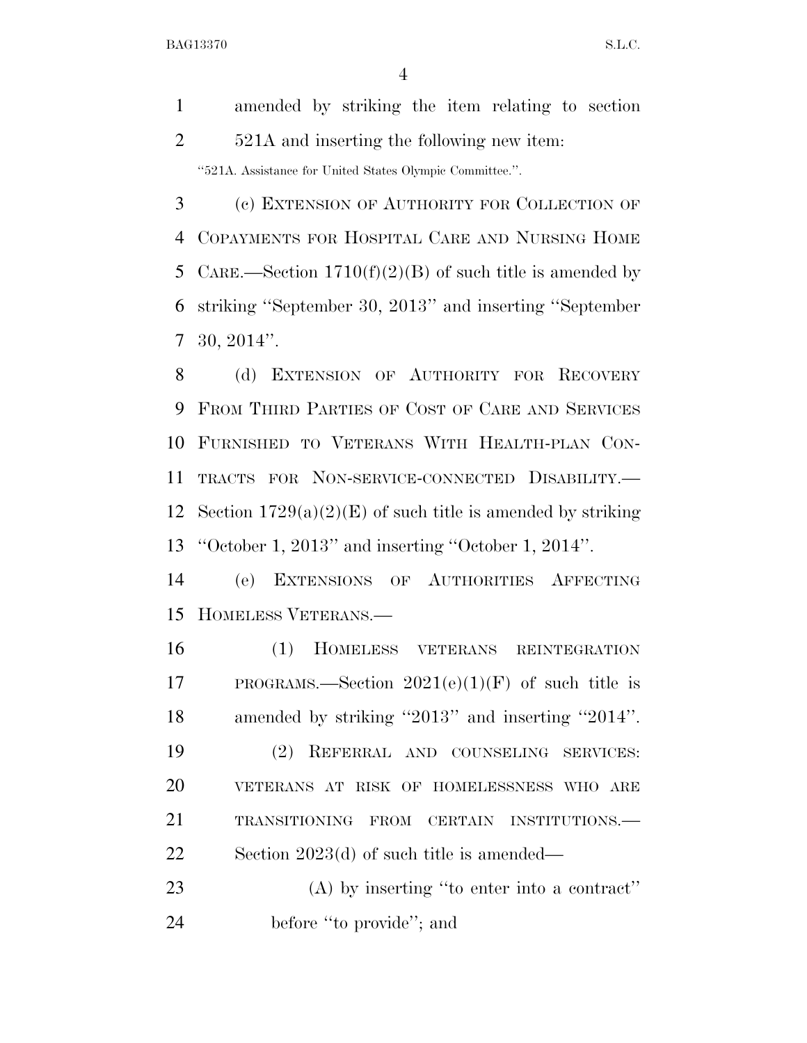amended by striking the item relating to section 521A and inserting the following new item:

"521A. Assistance for United States Olympic Committee.".

(c) EXTENSION OF AUTHORITY FOR COLLECTION OF COPAYMENTS FOR HOSPITAL CARE AND NURSING HOME CARE.—Section 1710(f)(2)(B) of such title is amended by striking "September 30, 2013" and inserting "September 30, 2014".

(d) EXTENSION OF AUTHORITY FOR RECOVERY FROM THIRD PARTIES OF COST OF CARE AND SERVICES FURNISHED TO VETERANS WITH HEALTH-PLAN CONTRACTS FOR NON-SERVICE-CONNECTED DISABILITY.—Section 1729(a)(2)(E) of such title is amended by striking "October 1, 2013" and inserting "October 1, 2014".

(e) EXTENSIONS OF AUTHORITIES AFFECTING HOMELESS VETERANS.—

(1) HOMELESS VETERANS REINTEGRATION PROGRAMS.—Section 2021(e)(1)(F) of such title is amended by striking "2013" and inserting "2014".

(2) REFERRAL AND COUNSELING SERVICES: VETERANS AT RISK OF HOMELESSNESS WHO ARE TRANSITIONING FROM CERTAIN INSTITUTIONS.—Section 2023(d) of such title is amended—

(A) by inserting "to enter into a contract" before "to provide"; and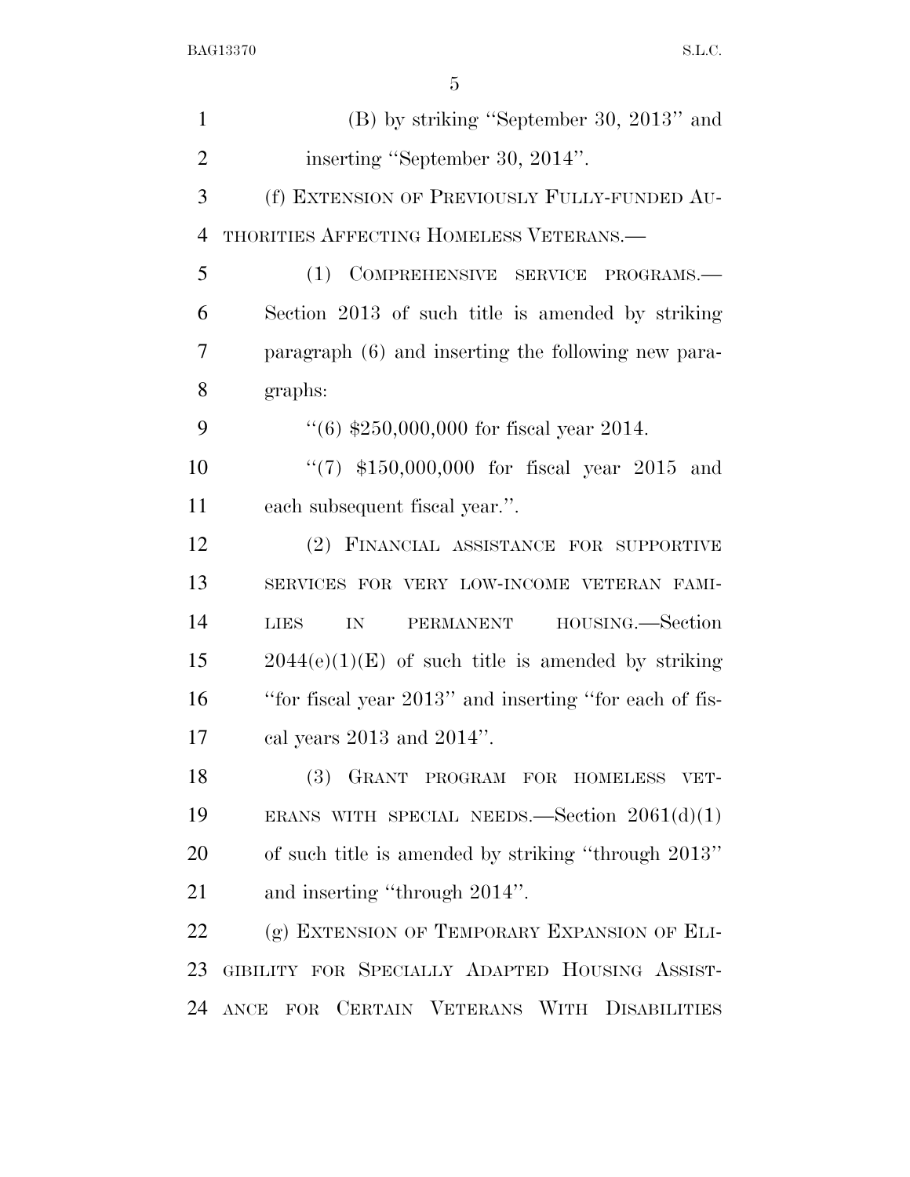(B) by striking ''September 30, 2013'' and inserting ''September 30, 2014''.

(f) EXTENSION OF PREVIOUSLY FULLY-FUNDED AUTHORITIES AFFECTING HOMELESS VETERANS.—

(1) COMPREHENSIVE SERVICE PROGRAMS.—Section 2013 of such title is amended by striking paragraph (6) and inserting the following new paragraphs:

''(6) $250,000,000 for fiscal year 2014.

''(7) $150,000,000 for fiscal year 2015 and each subsequent fiscal year.''.

(2) FINANCIAL ASSISTANCE FOR SUPPORTIVE SERVICES FOR VERY LOW-INCOME VETERAN FAMILIES IN PERMANENT HOUSING.—Section 2044(e)(1)(E) of such title is amended by striking ''for fiscal year 2013'' and inserting ''for each of fiscal years 2013 and 2014''.

(3) GRANT PROGRAM FOR HOMELESS VETERANS WITH SPECIAL NEEDS.—Section 2061(d)(1) of such title is amended by striking ''through 2013'' and inserting ''through 2014''.

(g) EXTENSION OF TEMPORARY EXPANSION OF ELIGIBILITY FOR SPECIALLY ADAPTED HOUSING ASSISTANCE FOR CERTAIN VETERANS WITH DISABILITIES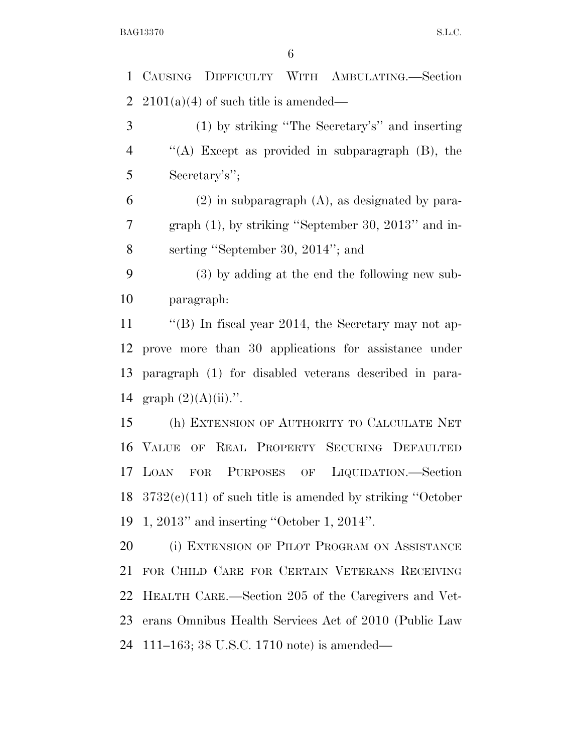CAUSING DIFFICULTY WITH AMBULATING.—Section 2101(a)(4) of such title is amended—

(1) by striking ''The Secretary's'' and inserting ''(A) Except as provided in subparagraph (B), the Secretary's'';

(2) in subparagraph (A), as designated by paragraph (1), by striking ''September 30, 2013'' and inserting ''September 30, 2014''; and

(3) by adding at the end the following new subparagraph:

''(B) In fiscal year 2014, the Secretary may not approve more than 30 applications for assistance under paragraph (1) for disabled veterans described in paragraph (2)(A)(ii).''.

(h) EXTENSION OF AUTHORITY TO CALCULATE NET VALUE OF REAL PROPERTY SECURING DEFAULTED LOAN FOR PURPOSES OF LIQUIDATION.—Section 3732(c)(11) of such title is amended by striking ''October 1, 2013'' and inserting ''October 1, 2014''.

(i) EXTENSION OF PILOT PROGRAM ON ASSISTANCE FOR CHILD CARE FOR CERTAIN VETERANS RECEIVING HEALTH CARE.—Section 205 of the Caregivers and Veterans Omnibus Health Services Act of 2010 (Public Law 111–163; 38 U.S.C. 1710 note) is amended—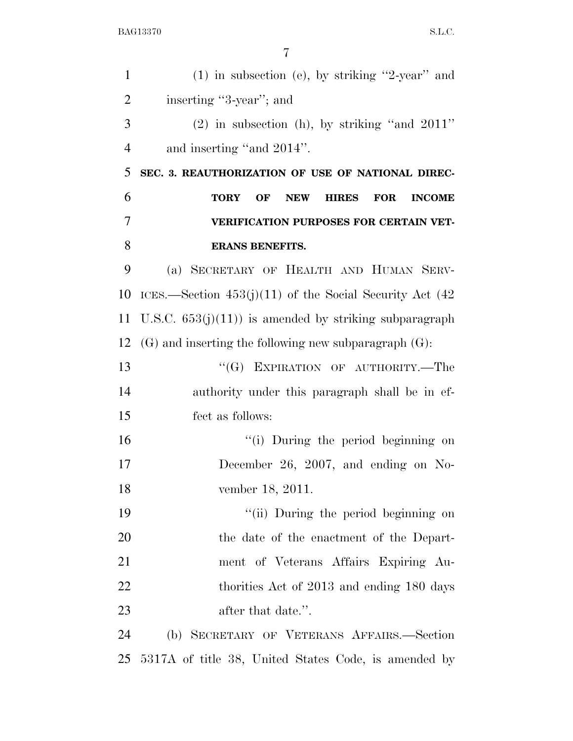(1) in subsection (e), by striking "2-year" and inserting "3-year"; and

(2) in subsection (h), by striking "and 2011" and inserting "and 2014".

**SEC. 3. REAUTHORIZATION OF USE OF NATIONAL DIRECTORY OF NEW HIRES FOR INCOME VERIFICATION PURPOSES FOR CERTAIN VETERANS BENEFITS.**

(a) SECRETARY OF HEALTH AND HUMAN SERVICES.—Section 453(j)(11) of the Social Security Act (42 U.S.C. 653(j)(11)) is amended by striking subparagraph (G) and inserting the following new subparagraph (G):

"(G) EXPIRATION OF AUTHORITY.—The authority under this paragraph shall be in effect as follows:

"(i) During the period beginning on December 26, 2007, and ending on November 18, 2011.

"(ii) During the period beginning on the date of the enactment of the Department of Veterans Affairs Expiring Authorities Act of 2013 and ending 180 days after that date.".

(b) SECRETARY OF VETERANS AFFAIRS.—Section 5317A of title 38, United States Code, is amended by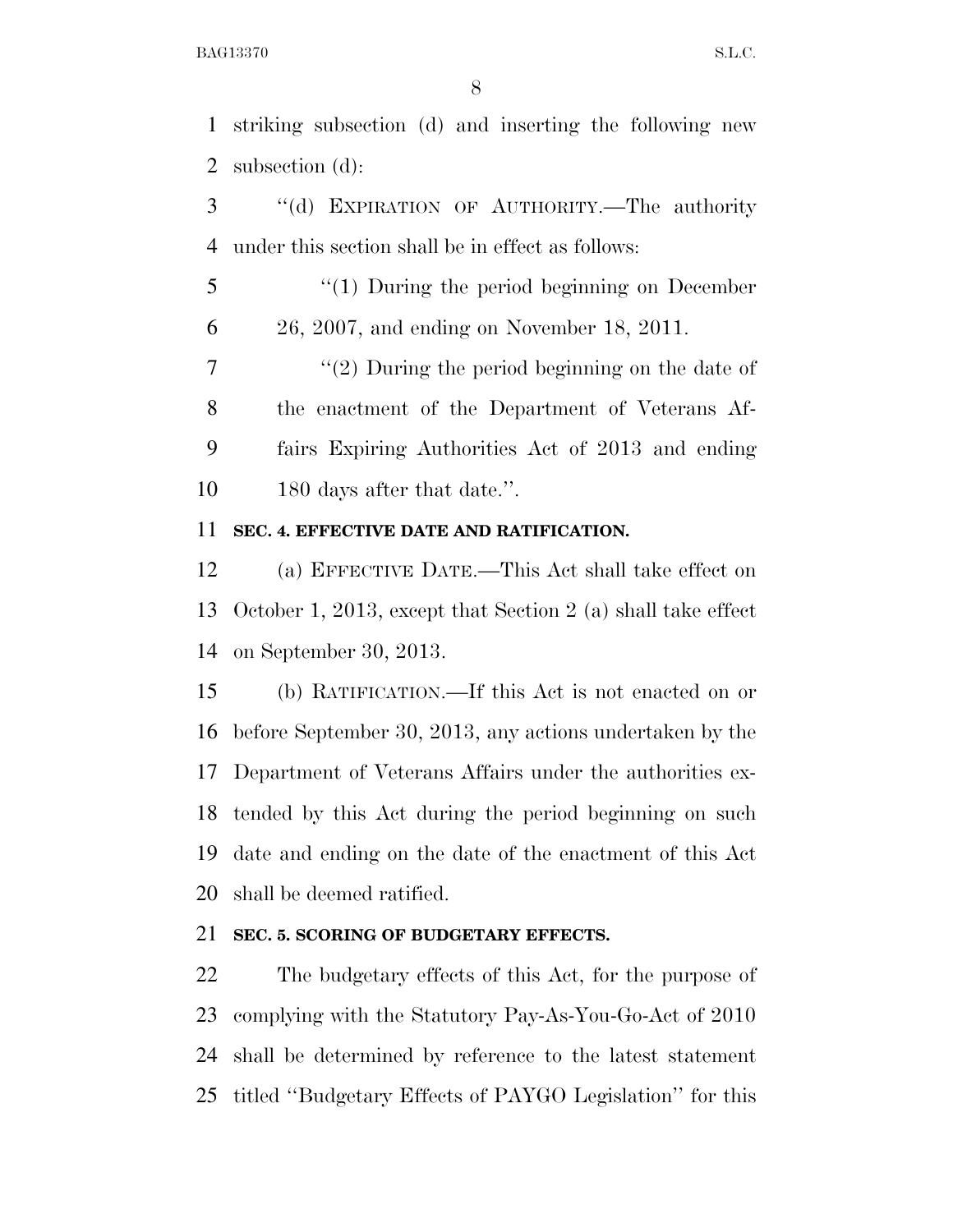striking subsection (d) and inserting the following new subsection (d):

"(d) EXPIRATION OF AUTHORITY.—The authority under this section shall be in effect as follows:

"(1) During the period beginning on December 26, 2007, and ending on November 18, 2011.

"(2) During the period beginning on the date of the enactment of the Department of Veterans Affairs Expiring Authorities Act of 2013 and ending 180 days after that date.".

**SEC. 4. EFFECTIVE DATE AND RATIFICATION.**

(a) EFFECTIVE DATE.—This Act shall take effect on October 1, 2013, except that Section 2 (a) shall take effect on September 30, 2013.

(b) RATIFICATION.—If this Act is not enacted on or before September 30, 2013, any actions undertaken by the Department of Veterans Affairs under the authorities extended by this Act during the period beginning on such date and ending on the date of the enactment of this Act shall be deemed ratified.

**SEC. 5. SCORING OF BUDGETARY EFFECTS.**

The budgetary effects of this Act, for the purpose of complying with the Statutory Pay-As-You-Go-Act of 2010 shall be determined by reference to the latest statement titled "Budgetary Effects of PAYGO Legislation" for this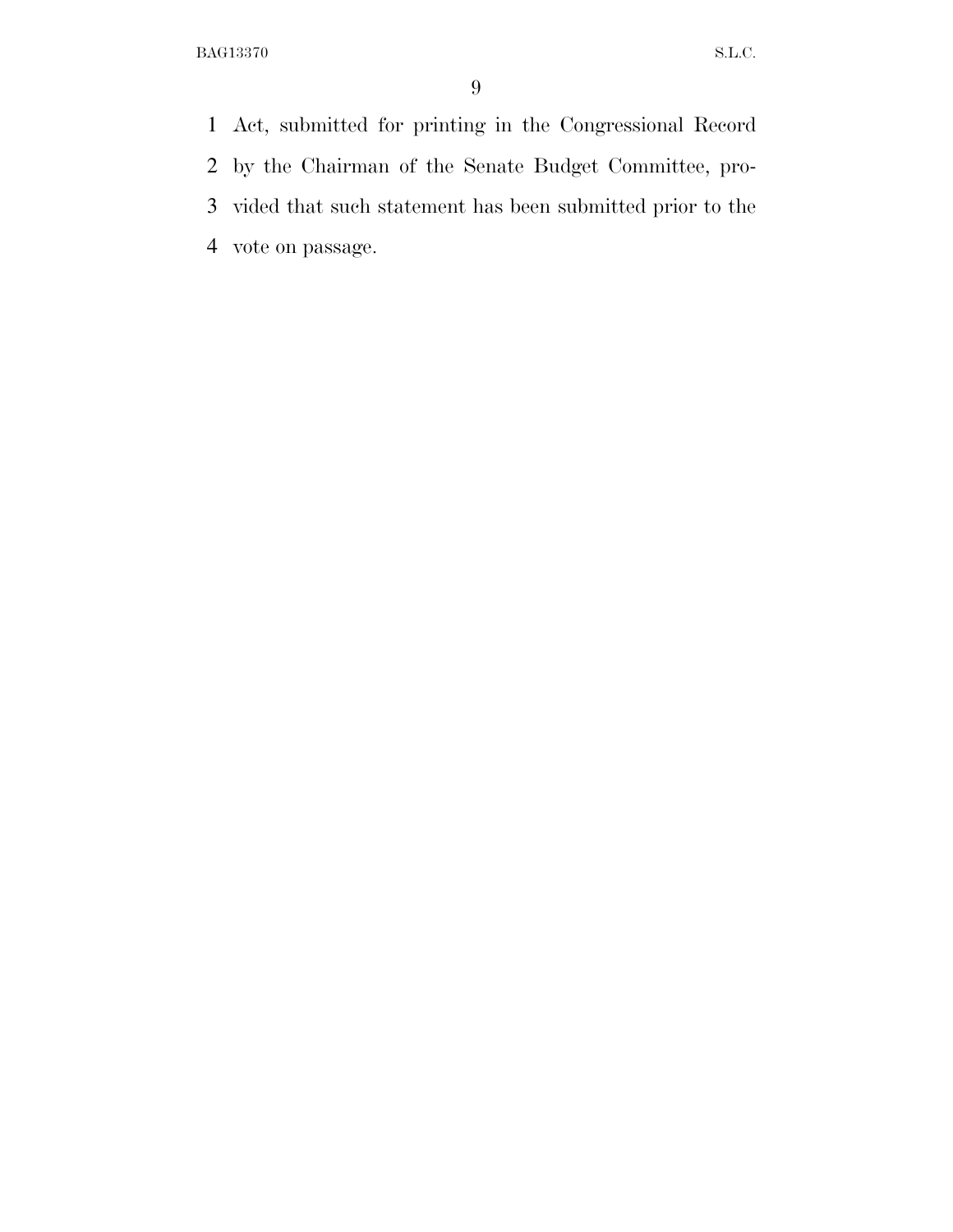Act, submitted for printing in the Congressional Record by the Chairman of the Senate Budget Committee, provided that such statement has been submitted prior to the vote on passage.